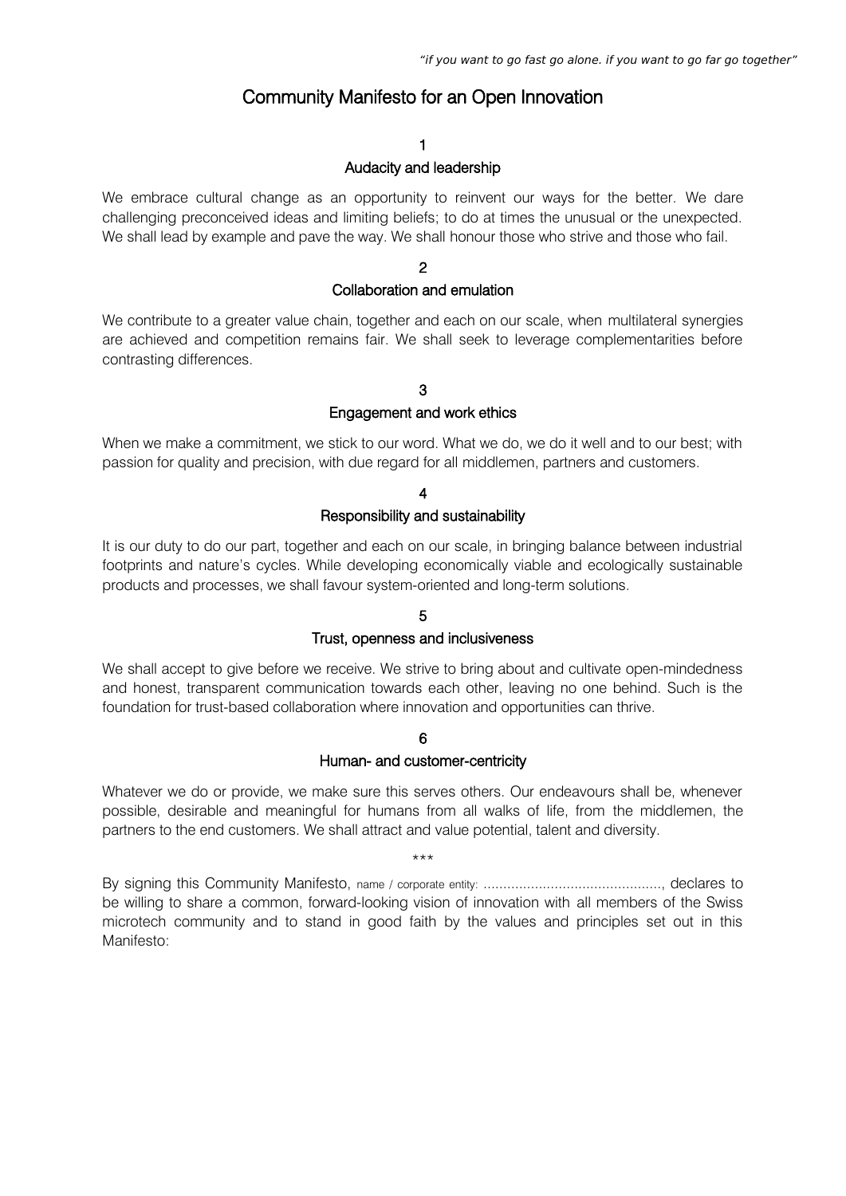*“if you want to go fast go alone. if you want to go far go together”*

# Community Manifesto for an Open Innovation

## 1
## Audacity and leadership

We embrace cultural change as an opportunity to reinvent our ways for the better. We dare challenging preconceived ideas and limiting beliefs; to do at times the unusual or the unexpected. We shall lead by example and pave the way. We shall honour those who strive and those who fail.

## 2
## Collaboration and emulation

We contribute to a greater value chain, together and each on our scale, when multilateral synergies are achieved and competition remains fair. We shall seek to leverage complementarities before contrasting differences.

## 3
## Engagement and work ethics

When we make a commitment, we stick to our word. What we do, we do it well and to our best; with passion for quality and precision, with due regard for all middlemen, partners and customers.

## 4
## Responsibility and sustainability

It is our duty to do our part, together and each on our scale, in bringing balance between industrial footprints and nature's cycles. While developing economically viable and ecologically sustainable products and processes, we shall favour system-oriented and long-term solutions.

## 5
## Trust, openness and inclusiveness

We shall accept to give before we receive. We strive to bring about and cultivate open-mindedness and honest, transparent communication towards each other, leaving no one behind. Such is the foundation for trust-based collaboration where innovation and opportunities can thrive.

## 6
## Human- and customer-centricity

Whatever we do or provide, we make sure this serves others. Our endeavours shall be, whenever possible, desirable and meaningful for humans from all walks of life, from the middlemen, the partners to the end customers. We shall attract and value potential, talent and diversity.

***

By signing this Community Manifesto, name / corporate entity: ............................................., declares to be willing to share a common, forward-looking vision of innovation with all members of the Swiss microtech community and to stand in good faith by the values and principles set out in this Manifesto: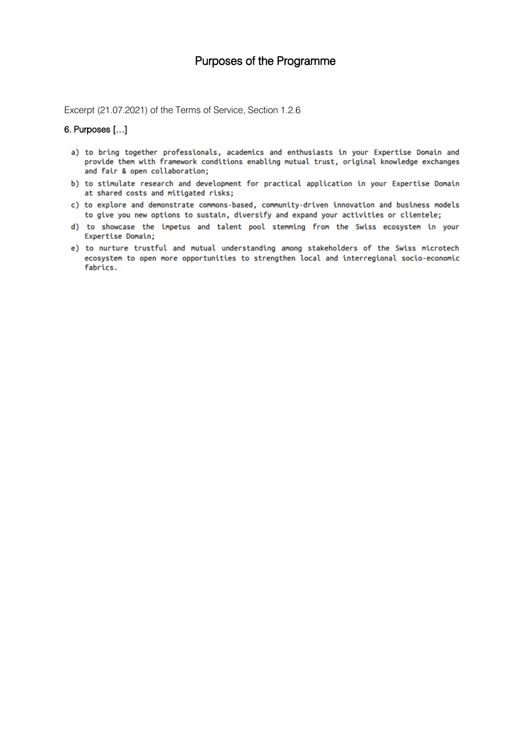# Purposes of the Programme

Excerpt (21.07.2021) of the Terms of Service, Section 1.2.6

**6. Purposes […]**

a) to bring together professionals, academics and enthusiasts in your Expertise Domain and provide them with framework conditions enabling mutual trust, original knowledge exchanges and fair & open collaboration;

b) to stimulate research and development for practical application in your Expertise Domain at shared costs and mitigated risks;

c) to explore and demonstrate commons-based, community-driven innovation and business models to give you new options to sustain, diversify and expand your activities or clientele;

d) to showcase the impetus and talent pool stemming from the Swiss ecosystem in your Expertise Domain;

e) to nurture trustful and mutual understanding among stakeholders of the Swiss microtech ecosystem to open more opportunities to strengthen local and interregional socio-economic fabrics.